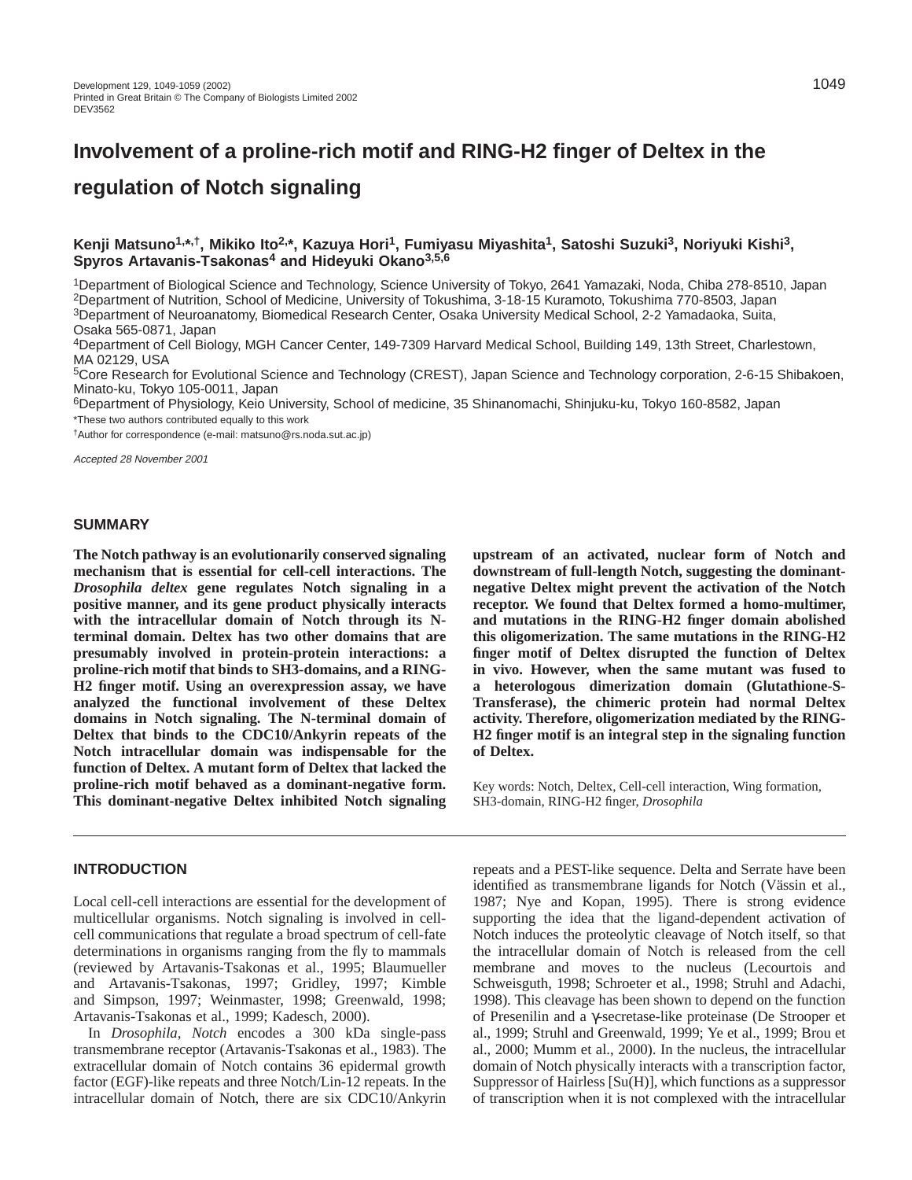# Involvement of a proline-rich motif and RING-H2 finger of Deltex in the regulation of Notch signaling

**Kenji Matsuno[1,*,†], Mikiko Ito[2,*], Kazuya Hori[1], Fumiyasu Miyashita[1], Satoshi Suzuki[3], Noriyuki Kishi[3], Spyros Artavanis-Tsakonas[4] and Hideyuki Okano[3,5,6]**

[1]Department of Biological Science and Technology, Science University of Tokyo, 2641 Yamazaki, Noda, Chiba 278-8510, Japan
[2]Department of Nutrition, School of Medicine, University of Tokushima, 3-18-15 Kuramoto, Tokushima 770-8503, Japan
[3]Department of Neuroanatomy, Biomedical Research Center, Osaka University Medical School, 2-2 Yamadaoka, Suita, Osaka 565-0871, Japan
[4]Department of Cell Biology, MGH Cancer Center, 149-7309 Harvard Medical School, Building 149, 13th Street, Charlestown, MA 02129, USA
[5]Core Research for Evolutional Science and Technology (CREST), Japan Science and Technology corporation, 2-6-15 Shibakoen, Minato-ku, Tokyo 105-0011, Japan
[6]Department of Physiology, Keio University, School of medicine, 35 Shinanomachi, Shinjuku-ku, Tokyo 160-8582, Japan
*These two authors contributed equally to this work
†Author for correspondence (e-mail: matsuno@rs.noda.sut.ac.jp)

*Accepted 28 November 2001*

## SUMMARY

**The Notch pathway is an evolutionarily conserved signaling mechanism that is essential for cell-cell interactions. The *Drosophila deltex* gene regulates Notch signaling in a positive manner, and its gene product physically interacts with the intracellular domain of Notch through its N-terminal domain. Deltex has two other domains that are presumably involved in protein-protein interactions: a proline-rich motif that binds to SH3-domains, and a RING-H2 finger motif. Using an overexpression assay, we have analyzed the functional involvement of these Deltex domains in Notch signaling. The N-terminal domain of Deltex that binds to the CDC10/Ankyrin repeats of the Notch intracellular domain was indispensable for the function of Deltex. A mutant form of Deltex that lacked the proline-rich motif behaved as a dominant-negative form. This dominant-negative Deltex inhibited Notch signaling upstream of an activated, nuclear form of Notch and downstream of full-length Notch, suggesting the dominant-negative Deltex might prevent the activation of the Notch receptor. We found that Deltex formed a homo-multimer, and mutations in the RING-H2 finger domain abolished this oligomerization. The same mutations in the RING-H2 finger motif of Deltex disrupted the function of Deltex in vivo. However, when the same mutant was fused to a heterologous dimerization domain (Glutathione-S-Transferase), the chimeric protein had normal Deltex activity. Therefore, oligomerization mediated by the RING-H2 finger motif is an integral step in the signaling function of Deltex.**

Key words: Notch, Deltex, Cell-cell interaction, Wing formation, SH3-domain, RING-H2 finger, *Drosophila*

## INTRODUCTION

Local cell-cell interactions are essential for the development of multicellular organisms. Notch signaling is involved in cell-cell communications that regulate a broad spectrum of cell-fate determinations in organisms ranging from the fly to mammals (reviewed by Artavanis-Tsakonas et al., 1995; Blaumueller and Artavanis-Tsakonas, 1997; Gridley, 1997; Kimble and Simpson, 1997; Weinmaster, 1998; Greenwald, 1998; Artavanis-Tsakonas et al., 1999; Kadesch, 2000).

In *Drosophila*, *Notch* encodes a 300 kDa single-pass transmembrane receptor (Artavanis-Tsakonas et al., 1983). The extracellular domain of Notch contains 36 epidermal growth factor (EGF)-like repeats and three Notch/Lin-12 repeats. In the intracellular domain of Notch, there are six CDC10/Ankyrin repeats and a PEST-like sequence. Delta and Serrate have been identified as transmembrane ligands for Notch (Vässin et al., 1987; Nye and Kopan, 1995). There is strong evidence supporting the idea that the ligand-dependent activation of Notch induces the proteolytic cleavage of Notch itself, so that the intracellular domain of Notch is released from the cell membrane and moves to the nucleus (Lecourtois and Schweisguth, 1998; Schroeter et al., 1998; Struhl and Adachi, 1998). This cleavage has been shown to depend on the function of Presenilin and a γ-secretase-like proteinase (De Strooper et al., 1999; Struhl and Greenwald, 1999; Ye et al., 1999; Brou et al., 2000; Mumm et al., 2000). In the nucleus, the intracellular domain of Notch physically interacts with a transcription factor, Suppressor of Hairless [Su(H)], which functions as a suppressor of transcription when it is not complexed with the intracellular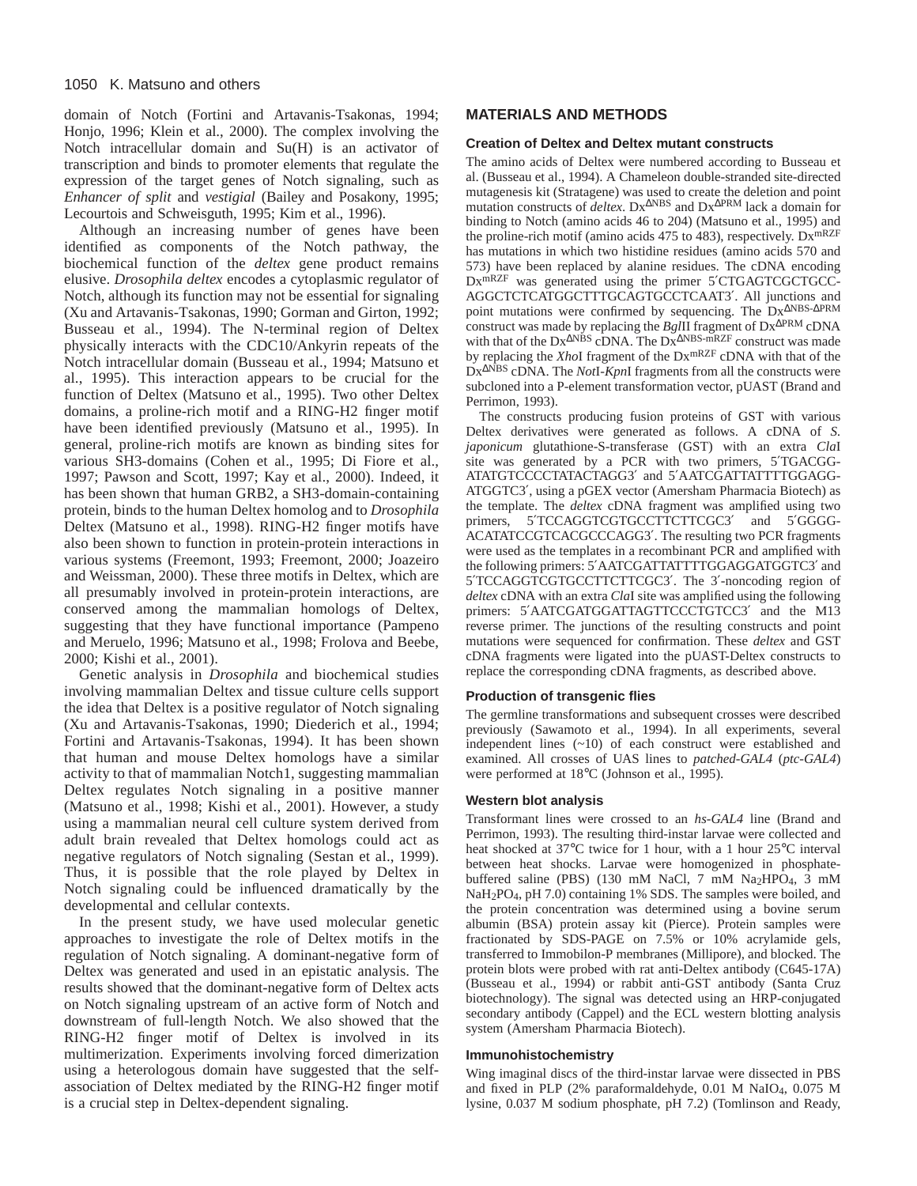domain of Notch (Fortini and Artavanis-Tsakonas, 1994; Honjo, 1996; Klein et al., 2000). The complex involving the Notch intracellular domain and Su(H) is an activator of transcription and binds to promoter elements that regulate the expression of the target genes of Notch signaling, such as *Enhancer of split* and *vestigial* (Bailey and Posakony, 1995; Lecourtois and Schweisguth, 1995; Kim et al., 1996).

Although an increasing number of genes have been identified as components of the Notch pathway, the biochemical function of the *deltex* gene product remains elusive. *Drosophila deltex* encodes a cytoplasmic regulator of Notch, although its function may not be essential for signaling (Xu and Artavanis-Tsakonas, 1990; Gorman and Girton, 1992; Busseau et al., 1994). The N-terminal region of Deltex physically interacts with the CDC10/Ankyrin repeats of the Notch intracellular domain (Busseau et al., 1994; Matsuno et al., 1995). This interaction appears to be crucial for the function of Deltex (Matsuno et al., 1995). Two other Deltex domains, a proline-rich motif and a RING-H2 finger motif have been identified previously (Matsuno et al., 1995). In general, proline-rich motifs are known as binding sites for various SH3-domains (Cohen et al., 1995; Di Fiore et al., 1997; Pawson and Scott, 1997; Kay et al., 2000). Indeed, it has been shown that human GRB2, a SH3-domain-containing protein, binds to the human Deltex homolog and to *Drosophila* Deltex (Matsuno et al., 1998). RING-H2 finger motifs have also been shown to function in protein-protein interactions in various systems (Freemont, 1993; Freemont, 2000; Joazeiro and Weissman, 2000). These three motifs in Deltex, which are all presumably involved in protein-protein interactions, are conserved among the mammalian homologs of Deltex, suggesting that they have functional importance (Pampeno and Meruelo, 1996; Matsuno et al., 1998; Frolova and Beebe, 2000; Kishi et al., 2001).

Genetic analysis in *Drosophila* and biochemical studies involving mammalian Deltex and tissue culture cells support the idea that Deltex is a positive regulator of Notch signaling (Xu and Artavanis-Tsakonas, 1990; Diederich et al., 1994; Fortini and Artavanis-Tsakonas, 1994). It has been shown that human and mouse Deltex homologs have a similar activity to that of mammalian Notch1, suggesting mammalian Deltex regulates Notch signaling in a positive manner (Matsuno et al., 1998; Kishi et al., 2001). However, a study using a mammalian neural cell culture system derived from adult brain revealed that Deltex homologs could act as negative regulators of Notch signaling (Sestan et al., 1999). Thus, it is possible that the role played by Deltex in Notch signaling could be influenced dramatically by the developmental and cellular contexts.

In the present study, we have used molecular genetic approaches to investigate the role of Deltex motifs in the regulation of Notch signaling. A dominant-negative form of Deltex was generated and used in an epistatic analysis. The results showed that the dominant-negative form of Deltex acts on Notch signaling upstream of an active form of Notch and downstream of full-length Notch. We also showed that the RING-H2 finger motif of Deltex is involved in its multimerization. Experiments involving forced dimerization using a heterologous domain have suggested that the self-association of Deltex mediated by the RING-H2 finger motif is a crucial step in Deltex-dependent signaling.

## MATERIALS AND METHODS

### Creation of Deltex and Deltex mutant constructs

The amino acids of Deltex were numbered according to Busseau et al. (Busseau et al., 1994). A Chameleon double-stranded site-directed mutagenesis kit (Stratagene) was used to create the deletion and point mutation constructs of *deltex*. $Dx^{\Delta NBS}$ and $Dx^{\Delta PRM}$ lack a domain for binding to Notch (amino acids 46 to 204) (Matsuno et al., 1995) and the proline-rich motif (amino acids 475 to 483), respectively. $Dx^{mRZF}$ has mutations in which two histidine residues (amino acids 570 and 573) have been replaced by alanine residues. The cDNA encoding $Dx^{mRZF}$ was generated using the primer 5′CTGAGTCGCTGCC-AGGCTCTCATGGCTTTGCAGTGCCTCAAT3′. All junctions and point mutations were confirmed by sequencing. The $Dx^{\Delta NBS\text{-}\Delta PRM}$ construct was made by replacing the *Bgl*II fragment of $Dx^{\Delta PRM}$ cDNA with that of the $Dx^{\Delta NBS}$ cDNA. The $Dx^{\Delta NBS\text{-}mRZF}$ construct was made by replacing the *Xho*I fragment of the $Dx^{mRZF}$ cDNA with that of the $Dx^{\Delta NBS}$ cDNA. The *Not*I-*Kpn*I fragments from all the constructs were subcloned into a P-element transformation vector, pUAST (Brand and Perrimon, 1993).

The constructs producing fusion proteins of GST with various Deltex derivatives were generated as follows. A cDNA of *S. japonicum* glutathione-S-transferase (GST) with an extra *Cla*I site was generated by a PCR with two primers, 5′TGACGG-ATATGTCCCCTATACTAGG3′ and 5′AATCGATTATTTTGGAGG-ATGGTC3′, using a pGEX vector (Amersham Pharmacia Biotech) as the template. The *deltex* cDNA fragment was amplified using two primers, 5′TCCAGGTCGTGCCTTCTTCGC3′ and 5′GGGG-ACATATCCGTCACGCCCAGG3′. The resulting two PCR fragments were used as the templates in a recombinant PCR and amplified with the following primers: 5′AATCGATTATTTTGGAGGATGGTC3′ and 5′TCCAGGTCGTGCCTTCTTCGC3′. The 3′-noncoding region of *deltex* cDNA with an extra *Cla*I site was amplified using the following primers: 5′AATCGATGGATTAGTTCCCTGTCC3′ and the M13 reverse primer. The junctions of the resulting constructs and point mutations were sequenced for confirmation. These *deltex* and GST cDNA fragments were ligated into the pUAST-Deltex constructs to replace the corresponding cDNA fragments, as described above.

### Production of transgenic flies

The germline transformations and subsequent crosses were described previously (Sawamoto et al., 1994). In all experiments, several independent lines (~10) of each construct were established and examined. All crosses of UAS lines to *patched-GAL4* (*ptc-GAL4*) were performed at 18°C (Johnson et al., 1995).

### Western blot analysis

Transformant lines were crossed to an *hs-GAL4* line (Brand and Perrimon, 1993). The resulting third-instar larvae were collected and heat shocked at 37°C twice for 1 hour, with a 1 hour 25°C interval between heat shocks. Larvae were homogenized in phosphate-buffered saline (PBS) (130 mM NaCl, 7 mM $Na_2HPO_4$, 3 mM $NaH_2PO_4$, pH 7.0) containing 1% SDS. The samples were boiled, and the protein concentration was determined using a bovine serum albumin (BSA) protein assay kit (Pierce). Protein samples were fractionated by SDS-PAGE on 7.5% or 10% acrylamide gels, transferred to Immobilon-P membranes (Millipore), and blocked. The protein blots were probed with rat anti-Deltex antibody (C645-17A) (Busseau et al., 1994) or rabbit anti-GST antibody (Santa Cruz biotechnology). The signal was detected using an HRP-conjugated secondary antibody (Cappel) and the ECL western blotting analysis system (Amersham Pharmacia Biotech).

### Immunohistochemistry

Wing imaginal discs of the third-instar larvae were dissected in PBS and fixed in PLP (2% paraformaldehyde, 0.01 M $NaIO_4$, 0.075 M lysine, 0.037 M sodium phosphate, pH 7.2) (Tomlinson and Ready,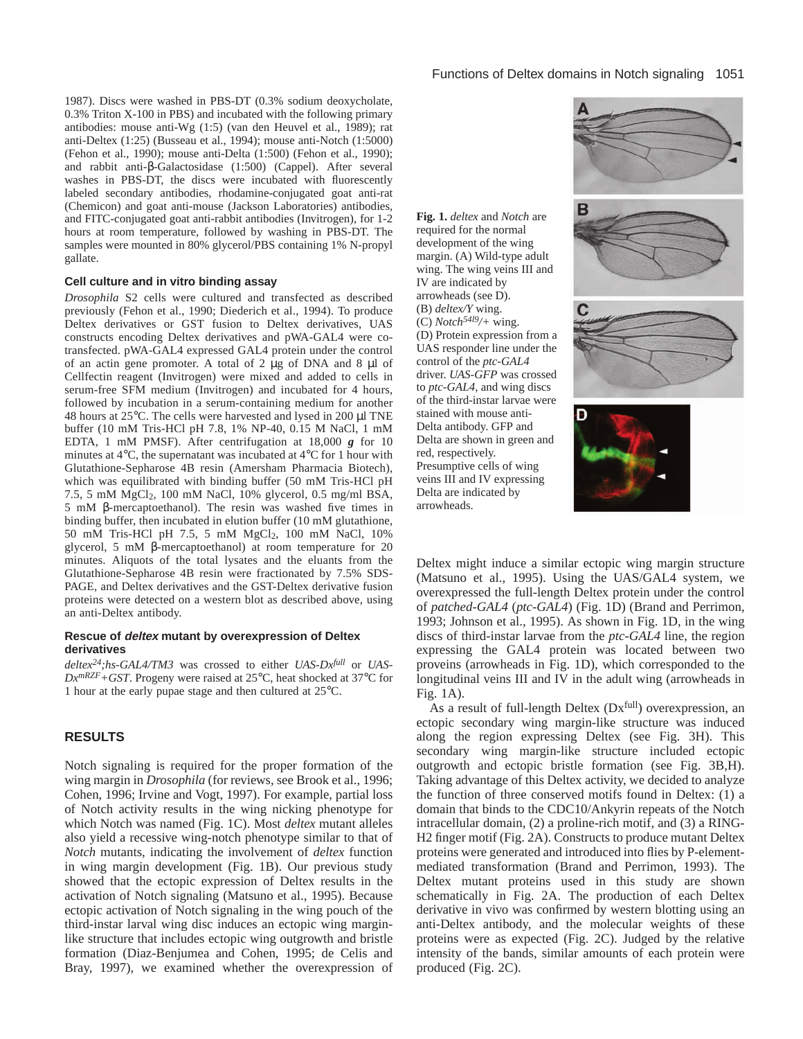1987). Discs were washed in PBS-DT (0.3% sodium deoxycholate, 0.3% Triton X-100 in PBS) and incubated with the following primary antibodies: mouse anti-Wg (1:5) (van den Heuvel et al., 1989); rat anti-Deltex (1:25) (Busseau et al., 1994); mouse anti-Notch (1:5000) (Fehon et al., 1990); mouse anti-Delta (1:500) (Fehon et al., 1990); and rabbit anti-β-Galactosidase (1:500) (Cappel). After several washes in PBS-DT, the discs were incubated with fluorescently labeled secondary antibodies, rhodamine-conjugated goat anti-rat (Chemicon) and goat anti-mouse (Jackson Laboratories) antibodies, and FITC-conjugated goat anti-rabbit antibodies (Invitrogen), for 1-2 hours at room temperature, followed by washing in PBS-DT. The samples were mounted in 80% glycerol/PBS containing 1% N-propyl gallate.

### Cell culture and in vitro binding assay

*Drosophila* S2 cells were cultured and transfected as described previously (Fehon et al., 1990; Diederich et al., 1994). To produce Deltex derivatives or GST fusion to Deltex derivatives, UAS constructs encoding Deltex derivatives and pWA-GAL4 were co-transfected. pWA-GAL4 expressed GAL4 protein under the control of an actin gene promoter. A total of 2 μg of DNA and 8 μl of Cellfectin reagent (Invitrogen) were mixed and added to cells in serum-free SFM medium (Invitrogen) and incubated for 4 hours, followed by incubation in a serum-containing medium for another 48 hours at 25°C. The cells were harvested and lysed in 200 μl TNE buffer (10 mM Tris-HCl pH 7.8, 1% NP-40, 0.15 M NaCl, 1 mM EDTA, 1 mM PMSF). After centrifugation at 18,000 ***g*** for 10 minutes at 4°C, the supernatant was incubated at 4°C for 1 hour with Glutathione-Sepharose 4B resin (Amersham Pharmacia Biotech), which was equilibrated with binding buffer (50 mM Tris-HCl pH 7.5, 5 mM $MgCl_2$, 100 mM NaCl, 10% glycerol, 0.5 mg/ml BSA, 5 mM β-mercaptoethanol). The resin was washed five times in binding buffer, then incubated in elution buffer (10 mM glutathione, 50 mM Tris-HCl pH 7.5, 5 mM $MgCl_2$, 100 mM NaCl, 10% glycerol, 5 mM β-mercaptoethanol) at room temperature for 20 minutes. Aliquots of the total lysates and the eluants from the Glutathione-Sepharose 4B resin were fractionated by 7.5% SDS-PAGE, and Deltex derivatives and the GST-Deltex derivative fusion proteins were detected on a western blot as described above, using an anti-Deltex antibody.

### Rescue of *deltex* mutant by overexpression of Deltex derivatives

*deltex$^{24}$;hs-GAL4/TM3* was crossed to either *UAS-Dx$^{full}$* or *UAS-Dx$^{mRZF}$+GST*. Progeny were raised at 25°C, heat shocked at 37°C for 1 hour at the early pupae stage and then cultured at 25°C.

## RESULTS

Notch signaling is required for the proper formation of the wing margin in *Drosophila* (for reviews, see Brook et al., 1996; Cohen, 1996; Irvine and Vogt, 1997). For example, partial loss of Notch activity results in the wing nicking phenotype for which Notch was named (Fig. 1C). Most *deltex* mutant alleles also yield a recessive wing-notch phenotype similar to that of *Notch* mutants, indicating the involvement of *deltex* function in wing margin development (Fig. 1B). Our previous study showed that the ectopic expression of Deltex results in the activation of Notch signaling (Matsuno et al., 1995). Because ectopic activation of Notch signaling in the wing pouch of the third-instar larval wing disc induces an ectopic wing margin-like structure that includes ectopic wing outgrowth and bristle formation (Diaz-Benjumea and Cohen, 1995; de Celis and Bray, 1997), we examined whether the overexpression of Deltex might induce a similar ectopic wing margin structure (Matsuno et al., 1995). Using the UAS/GAL4 system, we overexpressed the full-length Deltex protein under the control of *patched-GAL4* (*ptc-GAL4*) (Fig. 1D) (Brand and Perrimon, 1993; Johnson et al., 1995). As shown in Fig. 1D, in the wing discs of third-instar larvae from the *ptc-GAL4* line, the region expressing the GAL4 protein was located between two proveins (arrowheads in Fig. 1D), which corresponded to the longitudinal veins III and IV in the adult wing (arrowheads in Fig. 1A).

**Fig. 1.** *deltex* and *Notch* are required for the normal development of the wing margin. (A) Wild-type adult wing. The wing veins III and IV are indicated by arrowheads (see D). (B) *deltex/Y* wing. (C) *Notch$^{54l9}$/+* wing. (D) Protein expression from a UAS responder line under the control of the *ptc-GAL4* driver. *UAS-GFP* was crossed to *ptc-GAL4*, and wing discs of the third-instar larvae were stained with mouse anti-Delta antibody. GFP and Delta are shown in green and red, respectively. Presumptive cells of wing veins III and IV expressing Delta are indicated by arrowheads.

As a result of full-length Deltex (Dx$^{full}$) overexpression, an ectopic secondary wing margin-like structure was induced along the region expressing Deltex (see Fig. 3H). This secondary wing margin-like structure included ectopic outgrowth and ectopic bristle formation (see Fig. 3B,H). Taking advantage of this Deltex activity, we decided to analyze the function of three conserved motifs found in Deltex: (1) a domain that binds to the CDC10/Ankyrin repeats of the Notch intracellular domain, (2) a proline-rich motif, and (3) a RING-H2 finger motif (Fig. 2A). Constructs to produce mutant Deltex proteins were generated and introduced into flies by P-element-mediated transformation (Brand and Perrimon, 1993). The Deltex mutant proteins used in this study are shown schematically in Fig. 2A. The production of each Deltex derivative in vivo was confirmed by western blotting using an anti-Deltex antibody, and the molecular weights of these proteins were as expected (Fig. 2C). Judged by the relative intensity of the bands, similar amounts of each protein were produced (Fig. 2C).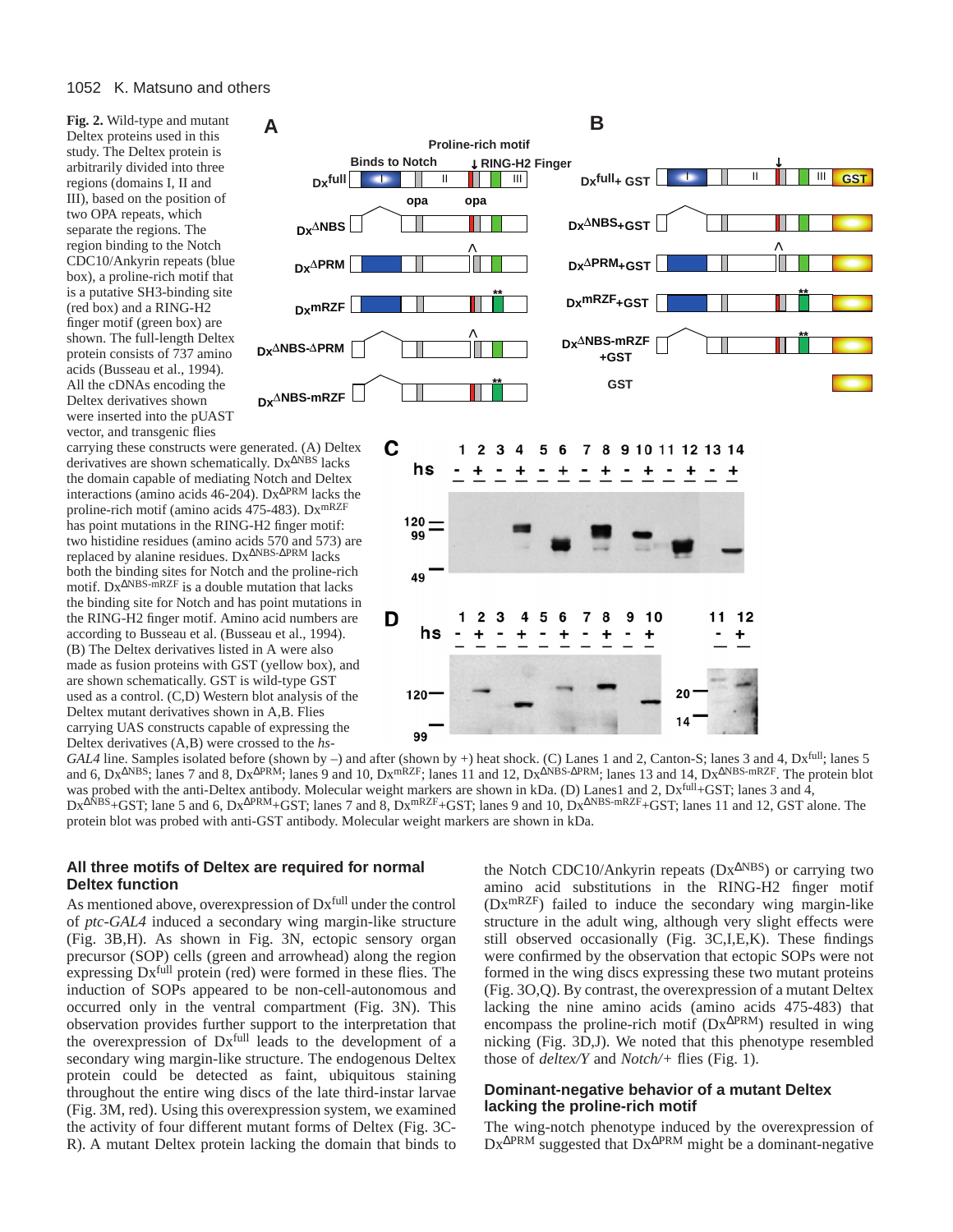**Fig. 2.** Wild-type and mutant Deltex proteins used in this study. The Deltex protein is arbitrarily divided into three regions (domains I, II and III), based on the position of two OPA repeats, which separate the regions. The region binding to the Notch CDC10/Ankyrin repeats (blue box), a proline-rich motif that is a putative SH3-binding site (red box) and a RING-H2 finger motif (green box) are shown. The full-length Deltex protein consists of 737 amino acids (Busseau et al., 1994). All the cDNAs encoding the Deltex derivatives shown were inserted into the pUAST vector, and transgenic flies carrying these constructs were generated. (A) Deltex derivatives are shown schematically. Dx$^{\Delta NBS}$ lacks the domain capable of mediating Notch and Deltex interactions (amino acids 46-204). Dx$^{\Delta PRM}$ lacks the proline-rich motif (amino acids 475-483). Dx$^{mRZF}$ has point mutations in the RING-H2 finger motif: two histidine residues (amino acids 570 and 573) are replaced by alanine residues. Dx$^{\Delta NBS\text{-}\Delta PRM}$ lacks both the binding sites for Notch and the proline-rich motif. Dx$^{\Delta NBS\text{-}mRZF}$ is a double mutation that lacks the binding site for Notch and has point mutations in the RING-H2 finger motif. Amino acid numbers are according to Busseau et al. (Busseau et al., 1994). (B) The Deltex derivatives listed in A were also made as fusion proteins with GST (yellow box), and are shown schematically. GST is wild-type GST used as a control. (C,D) Western blot analysis of the Deltex mutant derivatives shown in A,B. Flies carrying UAS constructs capable of expressing the Deltex derivatives (A,B) were crossed to the *hs-GAL4* line. Samples isolated before (shown by –) and after (shown by +) heat shock. (C) Lanes 1 and 2, Canton-S; lanes 3 and 4, Dx$^{full}$; lanes 5 and 6, Dx$^{\Delta NBS}$; lanes 7 and 8, Dx$^{\Delta PRM}$; lanes 9 and 10, Dx$^{mRZF}$; lanes 11 and 12, Dx$^{\Delta NBS\text{-}\Delta PRM}$; lanes 13 and 14, Dx$^{\Delta NBS\text{-}mRZF}$. The protein blot was probed with the anti-Deltex antibody. Molecular weight markers are shown in kDa. (D) Lanes1 and 2, Dx$^{full}$+GST; lanes 3 and 4, Dx$^{\Delta NBS}$+GST; lane 5 and 6, Dx$^{\Delta PRM}$+GST; lanes 7 and 8, Dx$^{mRZF}$+GST; lanes 9 and 10, Dx$^{\Delta NBS\text{-}mRZF}$+GST; lanes 11 and 12, GST alone. The protein blot was probed with anti-GST antibody. Molecular weight markers are shown in kDa.

### All three motifs of Deltex are required for normal Deltex function

As mentioned above, overexpression of Dx$^{full}$ under the control of *ptc-GAL4* induced a secondary wing margin-like structure (Fig. 3B,H). As shown in Fig. 3N, ectopic sensory organ precursor (SOP) cells (green and arrowhead) along the region expressing Dx$^{full}$ protein (red) were formed in these flies. The induction of SOPs appeared to be non-cell-autonomous and occurred only in the ventral compartment (Fig. 3N). This observation provides further support to the interpretation that the overexpression of Dx$^{full}$ leads to the development of a secondary wing margin-like structure. The endogenous Deltex protein could be detected as faint, ubiquitous staining throughout the entire wing discs of the late third-instar larvae (Fig. 3M, red). Using this overexpression system, we examined the activity of four different mutant forms of Deltex (Fig. 3C-R). A mutant Deltex protein lacking the domain that binds to the Notch CDC10/Ankyrin repeats (Dx$^{\Delta NBS}$) or carrying two amino acid substitutions in the RING-H2 finger motif (Dx$^{mRZF}$) failed to induce the secondary wing margin-like structure in the adult wing, although very slight effects were still observed occasionally (Fig. 3C,I,E,K). These findings were confirmed by the observation that ectopic SOPs were not formed in the wing discs expressing these two mutant proteins (Fig. 3O,Q). By contrast, the overexpression of a mutant Deltex lacking the nine amino acids (amino acids 475-483) that encompass the proline-rich motif (Dx$^{\Delta PRM}$) resulted in wing nicking (Fig. 3D,J). We noted that this phenotype resembled those of *deltex/Y* and *Notch/+* flies (Fig. 1).

### Dominant-negative behavior of a mutant Deltex lacking the proline-rich motif

The wing-notch phenotype induced by the overexpression of Dx$^{\Delta PRM}$ suggested that Dx$^{\Delta PRM}$ might be a dominant-negative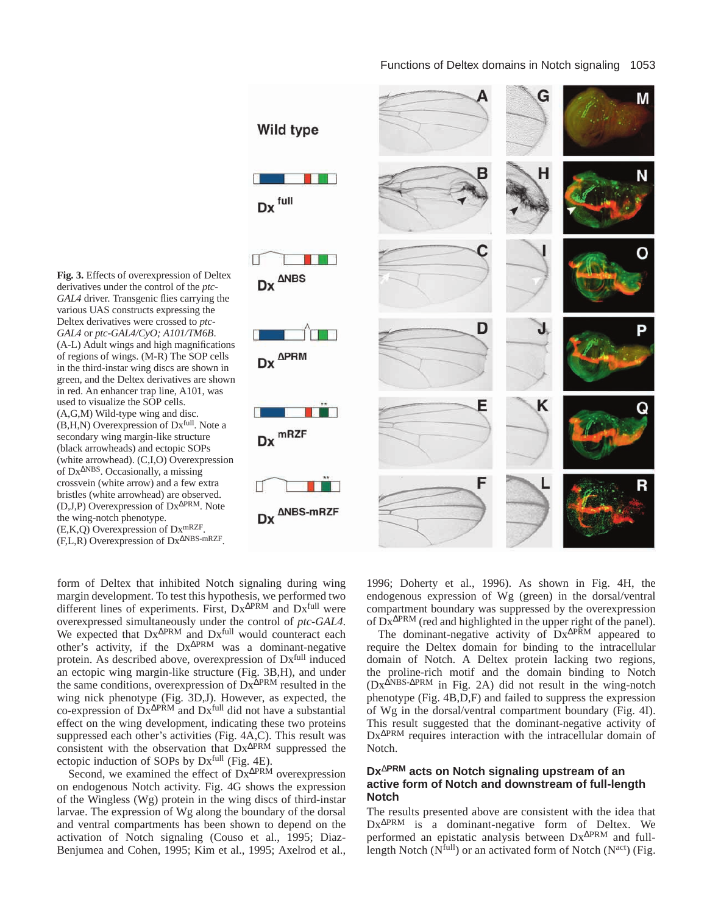**Fig. 3.** Effects of overexpression of Deltex derivatives under the control of the *ptc-GAL4* driver. Transgenic flies carrying the various UAS constructs expressing the Deltex derivatives were crossed to *ptc-GAL4* or *ptc-GAL4/CyO; A101/TM6B*. (A-L) Adult wings and high magnifications of regions of wings. (M-R) The SOP cells in the third-instar wing discs are shown in green, and the Deltex derivatives are shown in red. An enhancer trap line, A101, was used to visualize the SOP cells. (A,G,M) Wild-type wing and disc. (B,H,N) Overexpression of $Dx^{full}$. Note a secondary wing margin-like structure (black arrowheads) and ectopic SOPs (white arrowhead). (C,I,O) Overexpression of $Dx^{\Delta NBS}$. Occasionally, a missing crossvein (white arrow) and a few extra bristles (white arrowhead) are observed. (D,J,P) Overexpression of $Dx^{\Delta PRM}$. Note the wing-notch phenotype. (E,K,Q) Overexpression of $Dx^{mRZF}$. (F,L,R) Overexpression of $Dx^{\Delta NBS\text{-}mRZF}$.

form of Deltex that inhibited Notch signaling during wing margin development. To test this hypothesis, we performed two different lines of experiments. First, $Dx^{\Delta PRM}$ and $Dx^{full}$ were overexpressed simultaneously under the control of *ptc-GAL4*. We expected that $Dx^{\Delta PRM}$ and $Dx^{full}$ would counteract each other's activity, if the $Dx^{\Delta PRM}$ was a dominant-negative protein. As described above, overexpression of $Dx^{full}$ induced an ectopic wing margin-like structure (Fig. 3B,H), and under the same conditions, overexpression of $Dx^{\Delta PRM}$ resulted in the wing nick phenotype (Fig. 3D,J). However, as expected, the co-expression of $Dx^{\Delta PRM}$ and $Dx^{full}$ did not have a substantial effect on the wing development, indicating these two proteins suppressed each other's activities (Fig. 4A,C). This result was consistent with the observation that $Dx^{\Delta PRM}$ suppressed the ectopic induction of SOPs by $Dx^{full}$ (Fig. 4E).

Second, we examined the effect of $Dx^{\Delta PRM}$ overexpression on endogenous Notch activity. Fig. 4G shows the expression of the Wingless (Wg) protein in the wing discs of third-instar larvae. The expression of Wg along the boundary of the dorsal and ventral compartments has been shown to depend on the activation of Notch signaling (Couso et al., 1995; Diaz-Benjumea and Cohen, 1995; Kim et al., 1995; Axelrod et al., 1996; Doherty et al., 1996). As shown in Fig. 4H, the endogenous expression of Wg (green) in the dorsal/ventral compartment boundary was suppressed by the overexpression of $Dx^{\Delta PRM}$ (red and highlighted in the upper right of the panel).

The dominant-negative activity of $Dx^{\Delta PRM}$ appeared to require the Deltex domain for binding to the intracellular domain of Notch. A Deltex protein lacking two regions, the proline-rich motif and the domain binding to Notch ($Dx^{\Delta NBS\text{-}\Delta PRM}$ in Fig. 2A) did not result in the wing-notch phenotype (Fig. 4B,D,F) and failed to suppress the expression of Wg in the dorsal/ventral compartment boundary (Fig. 4I). This result suggested that the dominant-negative activity of $Dx^{\Delta PRM}$ requires interaction with the intracellular domain of Notch.

### $Dx^{\Delta PRM}$ acts on Notch signaling upstream of an active form of Notch and downstream of full-length Notch

The results presented above are consistent with the idea that $Dx^{\Delta PRM}$ is a dominant-negative form of Deltex. We performed an epistatic analysis between $Dx^{\Delta PRM}$ and full-length Notch ($N^{full}$) or an activated form of Notch ($N^{act}$) (Fig.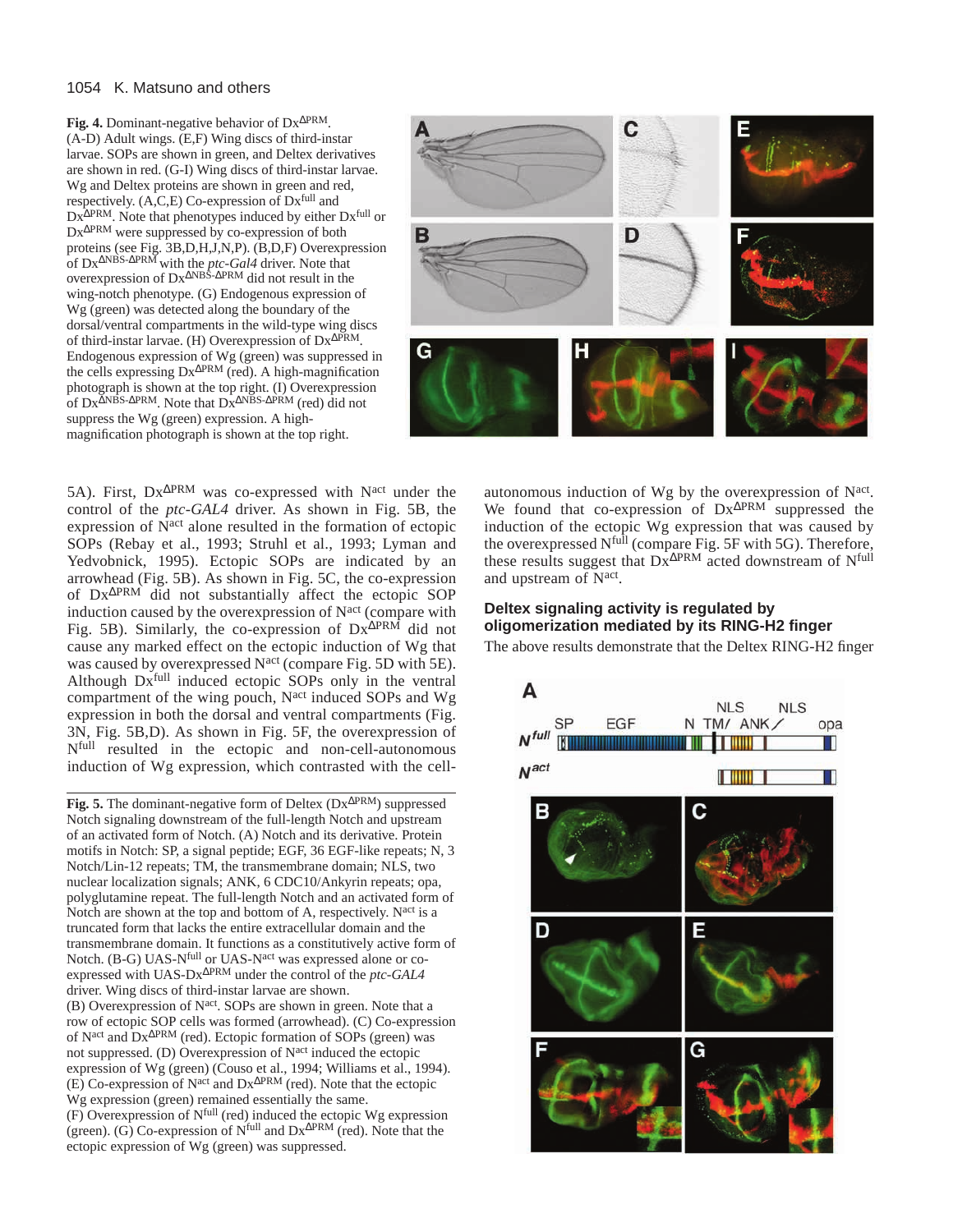**Fig. 4.** Dominant-negative behavior of $Dx^{\Delta PRM}$. (A-D) Adult wings. (E,F) Wing discs of third-instar larvae. SOPs are shown in green, and Deltex derivatives are shown in red. (G-I) Wing discs of third-instar larvae. Wg and Deltex proteins are shown in green and red, respectively. (A,C,E) Co-expression of $Dx^{full}$ and $Dx^{\Delta PRM}$. Note that phenotypes induced by either $Dx^{full}$ or $Dx^{\Delta PRM}$ were suppressed by co-expression of both proteins (see Fig. 3B,D,H,J,N,P). (B,D,F) Overexpression of $Dx^{\Delta NBS\text{-}\Delta PRM}$ with the *ptc-Gal4* driver. Note that overexpression of $Dx^{\Delta NBS\text{-}\Delta PRM}$ did not result in the wing-notch phenotype. (G) Endogenous expression of Wg (green) was detected along the boundary of the dorsal/ventral compartments in the wild-type wing discs of third-instar larvae. (H) Overexpression of $Dx^{\Delta PRM}$. Endogenous expression of Wg (green) was suppressed in the cells expressing $Dx^{\Delta PRM}$ (red). A high-magnification photograph is shown at the top right. (I) Overexpression of $Dx^{\Delta NBS\text{-}\Delta PRM}$. Note that $Dx^{\Delta NBS\text{-}\Delta PRM}$ (red) did not suppress the Wg (green) expression. A high-magnification photograph is shown at the top right.

5A). First, $Dx^{\Delta PRM}$ was co-expressed with $N^{act}$ under the control of the *ptc-GAL4* driver. As shown in Fig. 5B, the expression of $N^{act}$ alone resulted in the formation of ectopic SOPs (Rebay et al., 1993; Struhl et al., 1993; Lyman and Yedvobnick, 1995). Ectopic SOPs are indicated by an arrowhead (Fig. 5B). As shown in Fig. 5C, the co-expression of $Dx^{\Delta PRM}$ did not substantially affect the ectopic SOP induction caused by the overexpression of $N^{act}$ (compare with Fig. 5B). Similarly, the co-expression of $Dx^{\Delta PRM}$ did not cause any marked effect on the ectopic induction of Wg that was caused by overexpressed $N^{act}$ (compare Fig. 5D with 5E). Although $Dx^{full}$ induced ectopic SOPs only in the ventral compartment of the wing pouch, $N^{act}$ induced SOPs and Wg expression in both the dorsal and ventral compartments (Fig. 3N, Fig. 5B,D). As shown in Fig. 5F, the overexpression of $N^{full}$ resulted in the ectopic and non-cell-autonomous induction of Wg expression, which contrasted with the cell-autonomous induction of Wg by the overexpression of $N^{act}$. We found that co-expression of $Dx^{\Delta PRM}$ suppressed the induction of the ectopic Wg expression that was caused by the overexpressed $N^{full}$ (compare Fig. 5F with 5G). Therefore, these results suggest that $Dx^{\Delta PRM}$ acted downstream of $N^{full}$ and upstream of $N^{act}$.

**Fig. 5.** The dominant-negative form of Deltex ($Dx^{\Delta PRM}$) suppressed Notch signaling downstream of the full-length Notch and upstream of an activated form of Notch. (A) Notch and its derivative. Protein motifs in Notch: SP, a signal peptide; EGF, 36 EGF-like repeats; N, 3 Notch/Lin-12 repeats; TM, the transmembrane domain; NLS, two nuclear localization signals; ANK, 6 CDC10/Ankyrin repeats; opa, polyglutamine repeat. The full-length Notch and an activated form of Notch are shown at the top and bottom of A, respectively. $N^{act}$ is a truncated form that lacks the entire extracellular domain and the transmembrane domain. It functions as a constitutively active form of Notch. (B-G) UAS-$N^{full}$ or UAS-$N^{act}$ was expressed alone or co-expressed with UAS-$Dx^{\Delta PRM}$ under the control of the *ptc-GAL4* driver. Wing discs of third-instar larvae are shown.
(B) Overexpression of $N^{act}$. SOPs are shown in green. Note that a row of ectopic SOP cells was formed (arrowhead). (C) Co-expression of $N^{act}$ and $Dx^{\Delta PRM}$ (red). Ectopic formation of SOPs (green) was not suppressed. (D) Overexpression of $N^{act}$ induced the ectopic expression of Wg (green) (Couso et al., 1994; Williams et al., 1994). (E) Co-expression of $N^{act}$ and $Dx^{\Delta PRM}$ (red). Note that the ectopic Wg expression (green) remained essentially the same.
(F) Overexpression of $N^{full}$ (red) induced the ectopic Wg expression (green). (G) Co-expression of $N^{full}$ and $Dx^{\Delta PRM}$ (red). Note that the ectopic expression of Wg (green) was suppressed.

### Deltex signaling activity is regulated by oligomerization mediated by its RING-H2 finger

The above results demonstrate that the Deltex RING-H2 finger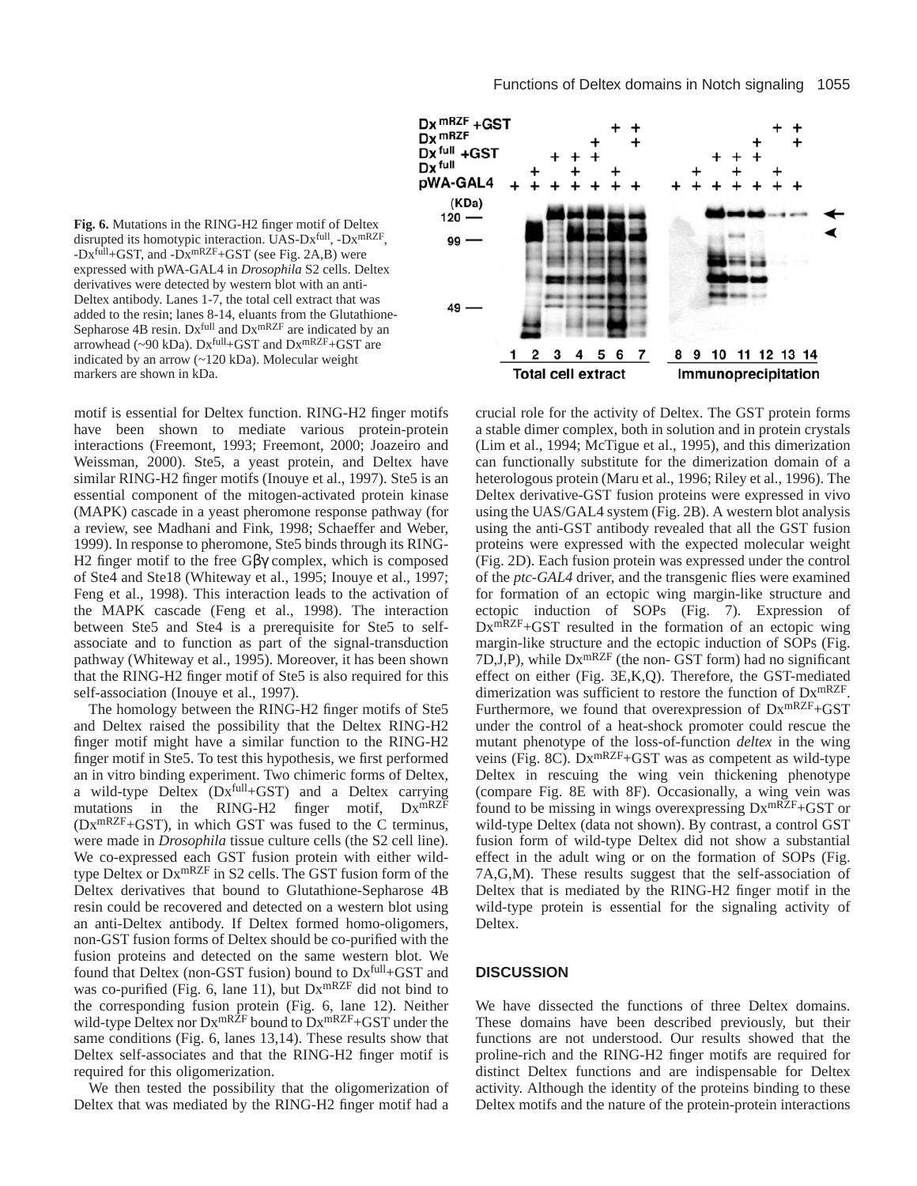**Fig. 6.** Mutations in the RING-H2 finger motif of Deltex disrupted its homotypic interaction. UAS-$Dx^{full}$, -$Dx^{mRZF}$, -$Dx^{full}$+GST, and -$Dx^{mRZF}$+GST (see Fig. 2A,B) were expressed with pWA-GAL4 in *Drosophila* S2 cells. Deltex derivatives were detected by western blot with an anti-Deltex antibody. Lanes 1-7, the total cell extract that was added to the resin; lanes 8-14, eluants from the Glutathione-Sepharose 4B resin. $Dx^{full}$ and $Dx^{mRZF}$ are indicated by an arrowhead (~90 kDa). $Dx^{full}$+GST and $Dx^{mRZF}$+GST are indicated by an arrow (~120 kDa). Molecular weight markers are shown in kDa.

motif is essential for Deltex function. RING-H2 finger motifs have been shown to mediate various protein-protein interactions (Freemont, 1993; Freemont, 2000; Joazeiro and Weissman, 2000). Ste5, a yeast protein, and Deltex have similar RING-H2 finger motifs (Inouye et al., 1997). Ste5 is an essential component of the mitogen-activated protein kinase (MAPK) cascade in a yeast pheromone response pathway (for a review, see Madhani and Fink, 1998; Schaeffer and Weber, 1999). In response to pheromone, Ste5 binds through its RING-H2 finger motif to the free Gβγ complex, which is composed of Ste4 and Ste18 (Whiteway et al., 1995; Inouye et al., 1997; Feng et al., 1998). This interaction leads to the activation of the MAPK cascade (Feng et al., 1998). The interaction between Ste5 and Ste4 is a prerequisite for Ste5 to self-associate and to function as part of the signal-transduction pathway (Whiteway et al., 1995). Moreover, it has been shown that the RING-H2 finger motif of Ste5 is also required for this self-association (Inouye et al., 1997).

The homology between the RING-H2 finger motifs of Ste5 and Deltex raised the possibility that the Deltex RING-H2 finger motif might have a similar function to the RING-H2 finger motif in Ste5. To test this hypothesis, we first performed an in vitro binding experiment. Two chimeric forms of Deltex, a wild-type Deltex ($Dx^{full}$+GST) and a Deltex carrying mutations in the RING-H2 finger motif, $Dx^{mRZF}$ ($Dx^{mRZF}$+GST), in which GST was fused to the C terminus, were made in *Drosophila* tissue culture cells (the S2 cell line). We co-expressed each GST fusion protein with either wild-type Deltex or $Dx^{mRZF}$ in S2 cells. The GST fusion form of the Deltex derivatives that bound to Glutathione-Sepharose 4B resin could be recovered and detected on a western blot using an anti-Deltex antibody. If Deltex formed homo-oligomers, non-GST fusion forms of Deltex should be co-purified with the fusion proteins and detected on the same western blot. We found that Deltex (non-GST fusion) bound to $Dx^{full}$+GST and was co-purified (Fig. 6, lane 11), but $Dx^{mRZF}$ did not bind to the corresponding fusion protein (Fig. 6, lane 12). Neither wild-type Deltex nor $Dx^{mRZF}$ bound to $Dx^{mRZF}$+GST under the same conditions (Fig. 6, lanes 13,14). These results show that Deltex self-associates and that the RING-H2 finger motif is required for this oligomerization.

We then tested the possibility that the oligomerization of Deltex that was mediated by the RING-H2 finger motif had a crucial role for the activity of Deltex. The GST protein forms a stable dimer complex, both in solution and in protein crystals (Lim et al., 1994; McTigue et al., 1995), and this dimerization can functionally substitute for the dimerization domain of a heterologous protein (Maru et al., 1996; Riley et al., 1996). The Deltex derivative-GST fusion proteins were expressed in vivo using the UAS/GAL4 system (Fig. 2B). A western blot analysis using the anti-GST antibody revealed that all the GST fusion proteins were expressed with the expected molecular weight (Fig. 2D). Each fusion protein was expressed under the control of the *ptc-GAL4* driver, and the transgenic flies were examined for formation of an ectopic wing margin-like structure and ectopic induction of SOPs (Fig. 7). Expression of $Dx^{mRZF}$+GST resulted in the formation of an ectopic wing margin-like structure and the ectopic induction of SOPs (Fig. 7D,J,P), while $Dx^{mRZF}$ (the non- GST form) had no significant effect on either (Fig. 3E,K,Q). Therefore, the GST-mediated dimerization was sufficient to restore the function of $Dx^{mRZF}$. Furthermore, we found that overexpression of $Dx^{mRZF}$+GST under the control of a heat-shock promoter could rescue the mutant phenotype of the loss-of-function *deltex* in the wing veins (Fig. 8C). $Dx^{mRZF}$+GST was as competent as wild-type Deltex in rescuing the wing vein thickening phenotype (compare Fig. 8E with 8F). Occasionally, a wing vein was found to be missing in wings overexpressing $Dx^{mRZF}$+GST or wild-type Deltex (data not shown). By contrast, a control GST fusion form of wild-type Deltex did not show a substantial effect in the adult wing or on the formation of SOPs (Fig. 7A,G,M). These results suggest that the self-association of Deltex that is mediated by the RING-H2 finger motif in the wild-type protein is essential for the signaling activity of Deltex.

## DISCUSSION

We have dissected the functions of three Deltex domains. These domains have been described previously, but their functions are not understood. Our results showed that the proline-rich and the RING-H2 finger motifs are required for distinct Deltex functions and are indispensable for Deltex activity. Although the identity of the proteins binding to these Deltex motifs and the nature of the protein-protein interactions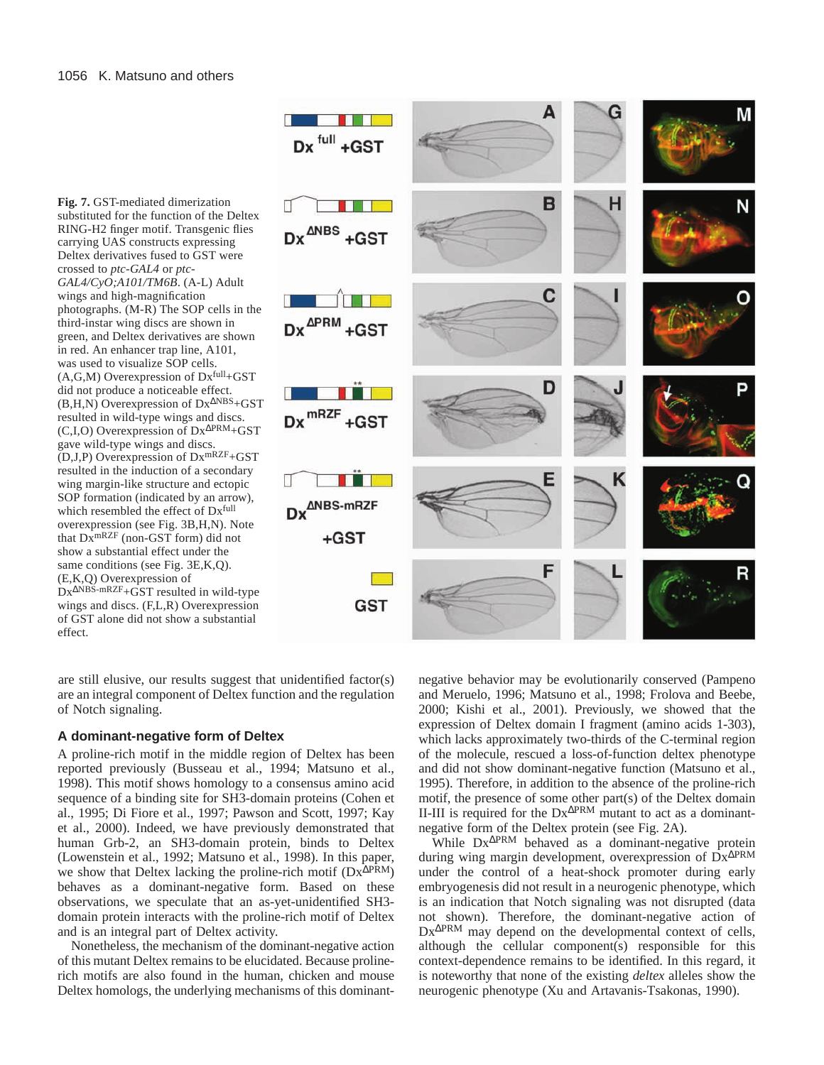**Fig. 7.** GST-mediated dimerization substituted for the function of the Deltex RING-H2 finger motif. Transgenic flies carrying UAS constructs expressing Deltex derivatives fused to GST were crossed to *ptc-GAL4* or *ptc-GAL4/CyO;A101/TM6B*. (A-L) Adult wings and high-magnification photographs. (M-R) The SOP cells in the third-instar wing discs are shown in green, and Deltex derivatives are shown in red. An enhancer trap line, A101, was used to visualize SOP cells. (A,G,M) Overexpression of $Dx^{full}$+GST did not produce a noticeable effect. (B,H,N) Overexpression of $Dx^{\Delta NBS}$+GST resulted in wild-type wings and discs. (C,I,O) Overexpression of $Dx^{\Delta PRM}$+GST gave wild-type wings and discs. (D,J,P) Overexpression of $Dx^{mRZF}$+GST resulted in the induction of a secondary wing margin-like structure and ectopic SOP formation (indicated by an arrow), which resembled the effect of $Dx^{full}$ overexpression (see Fig. 3B,H,N). Note that $Dx^{mRZF}$ (non-GST form) did not show a substantial effect under the same conditions (see Fig. 3E,K,Q). (E,K,Q) Overexpression of $Dx^{\Delta NBS\text{-}mRZF}$+GST resulted in wild-type wings and discs. (F,L,R) Overexpression of GST alone did not show a substantial effect.

are still elusive, our results suggest that unidentified factor(s) are an integral component of Deltex function and the regulation of Notch signaling.

### A dominant-negative form of Deltex

A proline-rich motif in the middle region of Deltex has been reported previously (Busseau et al., 1994; Matsuno et al., 1998). This motif shows homology to a consensus amino acid sequence of a binding site for SH3-domain proteins (Cohen et al., 1995; Di Fiore et al., 1997; Pawson and Scott, 1997; Kay et al., 2000). Indeed, we have previously demonstrated that human Grb-2, an SH3-domain protein, binds to Deltex (Lowenstein et al., 1992; Matsuno et al., 1998). In this paper, we show that Deltex lacking the proline-rich motif ($Dx^{\Delta PRM}$) behaves as a dominant-negative form. Based on these observations, we speculate that an as-yet-unidentified SH3-domain protein interacts with the proline-rich motif of Deltex and is an integral part of Deltex activity.

Nonetheless, the mechanism of the dominant-negative action of this mutant Deltex remains to be elucidated. Because proline-rich motifs are also found in the human, chicken and mouse Deltex homologs, the underlying mechanisms of this dominant-negative behavior may be evolutionarily conserved (Pampeno and Meruelo, 1996; Matsuno et al., 1998; Frolova and Beebe, 2000; Kishi et al., 2001). Previously, we showed that the expression of Deltex domain I fragment (amino acids 1-303), which lacks approximately two-thirds of the C-terminal region of the molecule, rescued a loss-of-function deltex phenotype and did not show dominant-negative function (Matsuno et al., 1995). Therefore, in addition to the absence of the proline-rich motif, the presence of some other part(s) of the Deltex domain II-III is required for the $Dx^{\Delta PRM}$ mutant to act as a dominant-negative form of the Deltex protein (see Fig. 2A).

While $Dx^{\Delta PRM}$ behaved as a dominant-negative protein during wing margin development, overexpression of $Dx^{\Delta PRM}$ under the control of a heat-shock promoter during early embryogenesis did not result in a neurogenic phenotype, which is an indication that Notch signaling was not disrupted (data not shown). Therefore, the dominant-negative action of $Dx^{\Delta PRM}$ may depend on the developmental context of cells, although the cellular component(s) responsible for this context-dependence remains to be identified. In this regard, it is noteworthy that none of the existing *deltex* alleles show the neurogenic phenotype (Xu and Artavanis-Tsakonas, 1990).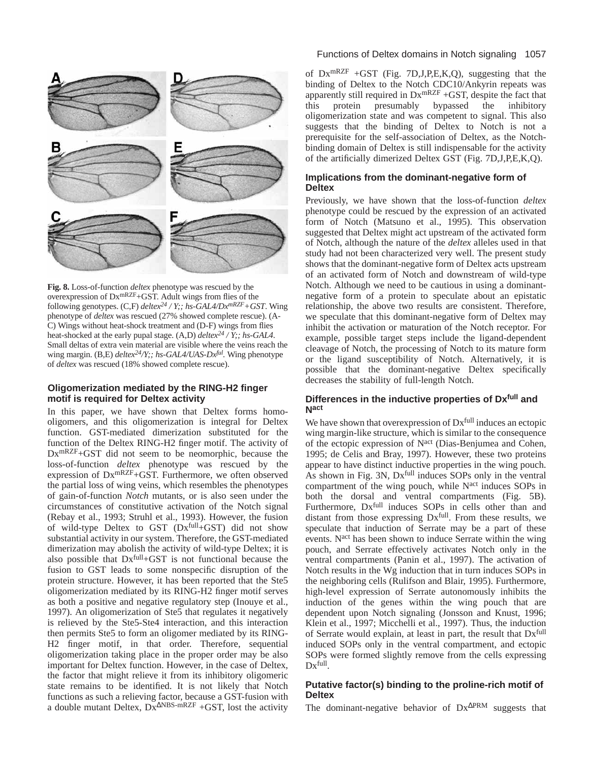**Fig. 8.** Loss-of-function *deltex* phenotype was rescued by the overexpression of $Dx^{mRZF}$+GST. Adult wings from flies of the following genotypes. (C,F) *deltex*$^{24}$ / Y;; hs-GAL4/$Dx^{mRZF}$+GST. Wing phenotype of *deltex* was rescued (27% showed complete rescue). (A-C) Wings without heat-shock treatment and (D-F) wings from flies heat-shocked at the early pupal stage. (A,D) *deltex*$^{24}$ / Y;; hs-GAL4. Small deltas of extra vein material are visible where the veins reach the wing margin. (B,E) *deltex*$^{24}$/Y;; hs-GAL4/UAS-$Dx^{ful}$. Wing phenotype of *deltex* was rescued (18% showed complete rescue).

### Oligomerization mediated by the RING-H2 finger motif is required for Deltex activity

In this paper, we have shown that Deltex forms homo-oligomers, and this oligomerization is integral for Deltex function. GST-mediated dimerization substituted for the function of the Deltex RING-H2 finger motif. The activity of $Dx^{mRZF}$+GST did not seem to be neomorphic, because the loss-of-function *deltex* phenotype was rescued by the expression of $Dx^{mRZF}$+GST. Furthermore, we often observed the partial loss of wing veins, which resembles the phenotypes of gain-of-function *Notch* mutants, or is also seen under the circumstances of constitutive activation of the Notch signal (Rebay et al., 1993; Struhl et al., 1993). However, the fusion of wild-type Deltex to GST ($Dx^{full}$+GST) did not show substantial activity in our system. Therefore, the GST-mediated dimerization may abolish the activity of wild-type Deltex; it is also possible that $Dx^{full}$+GST is not functional because the fusion to GST leads to some nonspecific disruption of the protein structure. However, it has been reported that the Ste5 oligomerization mediated by its RING-H2 finger motif serves as both a positive and negative regulatory step (Inouye et al., 1997). An oligomerization of Ste5 that regulates it negatively is relieved by the Ste5-Ste4 interaction, and this interaction then permits Ste5 to form an oligomer mediated by its RING-H2 finger motif, in that order. Therefore, sequential oligomerization taking place in the proper order may be also important for Deltex function. However, in the case of Deltex, the factor that might relieve it from its inhibitory oligomeric state remains to be identified. It is not likely that Notch functions as such a relieving factor, because a GST-fusion with a double mutant Deltex, $Dx^{\Delta NBS\text{-}mRZF}$ +GST, lost the activity of $Dx^{mRZF}$ +GST (Fig. 7D,J,P,E,K,Q), suggesting that the binding of Deltex to the Notch CDC10/Ankyrin repeats was apparently still required in $Dx^{mRZF}$ +GST, despite the fact that this protein presumably bypassed the inhibitory oligomerization state and was competent to signal. This also suggests that the binding of Deltex to Notch is not a prerequisite for the self-association of Deltex, as the Notch-binding domain of Deltex is still indispensable for the activity of the artificially dimerized Deltex GST (Fig. 7D,J,P,E,K,Q).

### Implications from the dominant-negative form of Deltex

Previously, we have shown that the loss-of-function *deltex* phenotype could be rescued by the expression of an activated form of Notch (Matsuno et al., 1995). This observation suggested that Deltex might act upstream of the activated form of Notch, although the nature of the *deltex* alleles used in that study had not been characterized very well. The present study shows that the dominant-negative form of Deltex acts upstream of an activated form of Notch and downstream of wild-type Notch. Although we need to be cautious in using a dominant-negative form of a protein to speculate about an epistatic relationship, the above two results are consistent. Therefore, we speculate that this dominant-negative form of Deltex may inhibit the activation or maturation of the Notch receptor. For example, possible target steps include the ligand-dependent cleavage of Notch, the processing of Notch to its mature form or the ligand susceptibility of Notch. Alternatively, it is possible that the dominant-negative Deltex specifically decreases the stability of full-length Notch.

### Differences in the inductive properties of $Dx^{full}$ and $N^{act}$

We have shown that overexpression of $Dx^{full}$ induces an ectopic wing margin-like structure, which is similar to the consequence of the ectopic expression of $N^{act}$ (Dias-Benjumea and Cohen, 1995; de Celis and Bray, 1997). However, these two proteins appear to have distinct inductive properties in the wing pouch. As shown in Fig. 3N, $Dx^{full}$ induces SOPs only in the ventral compartment of the wing pouch, while $N^{act}$ induces SOPs in both the dorsal and ventral compartments (Fig. 5B). Furthermore, $Dx^{full}$ induces SOPs in cells other than and distant from those expressing $Dx^{full}$. From these results, we speculate that induction of Serrate may be a part of these events. $N^{act}$ has been shown to induce Serrate within the wing pouch, and Serrate effectively activates Notch only in the ventral compartments (Panin et al., 1997). The activation of Notch results in the Wg induction that in turn induces SOPs in the neighboring cells (Rulifson and Blair, 1995). Furthermore, high-level expression of Serrate autonomously inhibits the induction of the genes within the wing pouch that are dependent upon Notch signaling (Jonsson and Knust, 1996; Klein et al., 1997; Micchelli et al., 1997). Thus, the induction of Serrate would explain, at least in part, the result that $Dx^{full}$ induced SOPs only in the ventral compartment, and ectopic SOPs were formed slightly remove from the cells expressing $Dx^{full}$.

### Putative factor(s) binding to the proline-rich motif of Deltex

The dominant-negative behavior of $Dx^{\Delta PRM}$ suggests that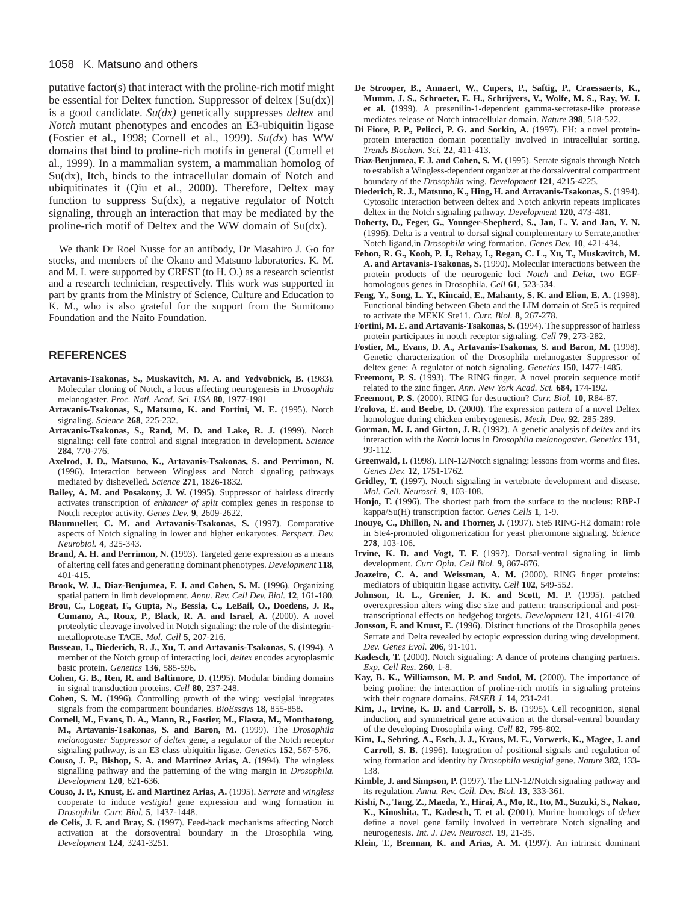putative factor(s) that interact with the proline-rich motif might be essential for Deltex function. Suppressor of deltex [Su(dx)] is a good candidate. *Su(dx)* genetically suppresses *deltex* and *Notch* mutant phenotypes and encodes an E3-ubiquitin ligase (Fostier et al., 1998; Cornell et al., 1999). *Su(dx)* has WW domains that bind to proline-rich motifs in general (Cornell et al., 1999). In a mammalian system, a mammalian homolog of Su(dx), Itch, binds to the intracellular domain of Notch and ubiquitinates it (Qiu et al., 2000). Therefore, Deltex may function to suppress Su(dx), a negative regulator of Notch signaling, through an interaction that may be mediated by the proline-rich motif of Deltex and the WW domain of Su(dx).

We thank Dr Roel Nusse for an antibody, Dr Masahiro J. Go for stocks, and members of the Okano and Matsuno laboratories. K. M. and M. I. were supported by CREST (to H. O.) as a research scientist and a research technician, respectively. This work was supported in part by grants from the Ministry of Science, Culture and Education to K. M., who is also grateful for the support from the Sumitomo Foundation and the Naito Foundation.

## REFERENCES

**Artavanis-Tsakonas, S., Muskavitch, M. A. and Yedvobnick, B.** (1983). Molecular cloning of Notch, a locus affecting neurogenesis in *Drosophila* melanogaster. *Proc. Natl. Acad. Sci. USA* **80**, 1977-1981

**Artavanis-Tsakonas, S., Matsuno, K. and Fortini, M. E.** (1995). Notch signaling. *Science* **268**, 225-232.

**Artavanis-Tsakonas, S., Rand, M. D. and Lake, R. J.** (1999). Notch signaling: cell fate control and signal integration in development. *Science* **284**, 770-776.

**Axelrod, J. D., Matsuno, K., Artavanis-Tsakonas, S. and Perrimon, N.** (1996). Interaction between Wingless and Notch signaling pathways mediated by dishevelled. *Science* **271**, 1826-1832.

**Bailey, A. M. and Posakony, J. W.** (1995). Suppressor of hairless directly activates transcription of *enhancer of split* complex genes in response to Notch receptor activity. *Genes Dev.* **9**, 2609-2622.

**Blaumueller, C. M. and Artavanis-Tsakonas, S.** (1997). Comparative aspects of Notch signaling in lower and higher eukaryotes. *Perspect. Dev. Neurobiol.* **4**, 325-343.

**Brand, A. H. and Perrimon, N.** (1993). Targeted gene expression as a means of altering cell fates and generating dominant phenotypes. *Development* **118**, 401-415.

**Brook, W. J., Diaz-Benjumea, F. J. and Cohen, S. M.** (1996). Organizing spatial pattern in limb development. *Annu. Rev. Cell Dev. Biol.* **12**, 161-180.

**Brou, C., Logeat, F., Gupta, N., Bessia, C., LeBail, O., Doedens, J. R., Cumano, A., Roux, P., Black, R. A. and Israel, A.** (2000). A novel proteolytic cleavage involved in Notch signaling: the role of the disintegrin-metalloprotease TACE. *Mol. Cell* **5**, 207-216.

**Busseau, I., Diederich, R. J., Xu, T. and Artavanis-Tsakonas, S.** (1994). A member of the Notch group of interacting loci, *deltex* encodes acytoplasmic basic protein. *Genetics* **136**, 585-596.

**Cohen, G. B., Ren, R. and Baltimore, D.** (1995). Modular binding domains in signal transduction proteins. *Cell* **80**, 237-248.

**Cohen, S. M.** (1996). Controlling growth of the wing: vestigial integrates signals from the compartment boundaries. *BioEssays* **18**, 855-858.

**Cornell, M., Evans, D. A., Mann, R., Fostier, M., Flasza, M., Monthatong, M., Artavanis-Tsakonas, S. and Baron, M.** (1999). The *Drosophila melanogaster Suppressor of deltex* gene, a regulator of the Notch receptor signaling pathway, is an E3 class ubiquitin ligase. *Genetics* **152**, 567-576.

**Couso, J. P., Bishop, S. A. and Martinez Arias, A.** (1994). The wingless signalling pathway and the patterning of the wing margin in *Drosophila*. *Development* **120**, 621-636.

**Couso, J. P., Knust, E. and Martinez Arias, A.** (1995). *Serrate* and *wingless* cooperate to induce *vestigial* gene expression and wing formation in *Drosophila*. *Curr. Biol.* **5**, 1437-1448.

**de Celis, J. F. and Bray, S.** (1997). Feed-back mechanisms affecting Notch activation at the dorsoventral boundary in the Drosophila wing. *Development* **124**, 3241-3251.

**De Strooper, B., Annaert, W., Cupers, P., Saftig, P., Craessaerts, K., Mumm, J. S., Schroeter, E. H., Schrijvers, V., Wolfe, M. S., Ray, W. J. et al. (**1999). A presenilin-1-dependent gamma-secretase-like protease mediates release of Notch intracellular domain. *Nature* **398**, 518-522.

**Di Fiore, P. P., Pelicci, P. G. and Sorkin, A.** (1997). EH: a novel protein-protein interaction domain potentially involved in intracellular sorting. *Trends Biochem. Sci.* **22**, 411-413.

**Diaz-Benjumea, F. J. and Cohen, S. M.** (1995). Serrate signals through Notch to establish a Wingless-dependent organizer at the dorsal/ventral compartment boundary of the *Drosophila* wing. *Development* **121**, 4215-4225.

**Diederich, R. J., Matsuno, K., Hing, H. and Artavanis-Tsakonas, S.** (1994). Cytosolic interaction between deltex and Notch ankyrin repeats implicates deltex in the Notch signaling pathway. *Development* **120**, 473-481.

**Doherty, D., Feger, G., Younger-Shepherd, S., Jan, L. Y. and Jan, Y. N.** (1996). Delta is a ventral to dorsal signal complementary to Serrate,another Notch ligand,in *Drosophila* wing formation. *Genes Dev.* **10**, 421-434.

**Fehon, R. G., Kooh, P. J., Rebay, I., Regan, C. L., Xu, T., Muskavitch, M. A. and Artavanis-Tsakonas, S.** (1990). Molecular interactions between the protein products of the neurogenic loci *Notch* and *Delta*, two EGF-homologous genes in Drosophila. *Cell* **61**, 523-534.

**Feng, Y., Song, L. Y., Kincaid, E., Mahanty, S. K. and Elion, E. A.** (1998). Functional binding between Gbeta and the LIM domain of Ste5 is required to activate the MEKK Ste11. *Curr. Biol.* **8**, 267-278.

**Fortini, M. E. and Artavanis-Tsakonas, S.** (1994). The suppressor of hairless protein participates in notch receptor signaling. *Cell* **79**, 273-282.

**Fostier, M., Evans, D. A., Artavanis-Tsakonas, S. and Baron, M.** (1998). Genetic characterization of the Drosophila melanogaster Suppressor of deltex gene: A regulator of notch signaling. *Genetics* **150**, 1477-1485.

**Freemont, P. S.** (1993). The RING finger. A novel protein sequence motif related to the zinc finger. *Ann. New York Acad. Sci.* **684**, 174-192.

**Freemont, P. S.** (2000). RING for destruction? *Curr. Biol.* **10**, R84-87.

**Frolova, E. and Beebe, D.** (2000). The expression pattern of a novel Deltex homologue during chicken embryogenesis. *Mech. Dev.* **92**, 285-289.

**Gorman, M. J. and Girton, J. R.** (1992). A genetic analysis of *deltex* and its interaction with the *Notch* locus in *Drosophila melanogaster*. *Genetics* **131**, 99-112.

**Greenwald, I.** (1998). LIN-12/Notch signaling: lessons from worms and flies. *Genes Dev.* **12**, 1751-1762.

**Gridley, T.** (1997). Notch signaling in vertebrate development and disease. *Mol. Cell. Neurosci.* **9**, 103-108.

**Honjo, T.** (1996). The shortest path from the surface to the nucleus: RBP-J kappa/Su(H) transcription factor. *Genes Cells* **1**, 1-9.

**Inouye, C., Dhillon, N. and Thorner, J.** (1997). Ste5 RING-H2 domain: role in Ste4-promoted oligomerization for yeast pheromone signaling. *Science* **278**, 103-106.

**Irvine, K. D. and Vogt, T. F.** (1997). Dorsal-ventral signaling in limb development. *Curr Opin. Cell Biol.* **9**, 867-876.

**Joazeiro, C. A. and Weissman, A. M.** (2000). RING finger proteins: mediators of ubiquitin ligase activity. *Cell* **102**, 549-552.

**Johnson, R. L., Grenier, J. K. and Scott, M. P.** (1995). patched overexpression alters wing disc size and pattern: transcriptional and post-transcriptional effects on hedgehog targets. *Development* **121**, 4161-4170.

**Jonsson, F. and Knust, E.** (1996). Distinct functions of the Drosophila genes Serrate and Delta revealed by ectopic expression during wing development. *Dev. Genes Evol.* **206**, 91-101.

**Kadesch, T.** (2000). Notch signaling: A dance of proteins changing partners. *Exp. Cell Res.* **260**, 1-8.

**Kay, B. K., Williamson, M. P. and Sudol, M.** (2000). The importance of being proline: the interaction of proline-rich motifs in signaling proteins with their cognate domains. *FASEB J.* **14**, 231-241.

**Kim, J., Irvine, K. D. and Carroll, S. B.** (1995). Cell recognition, signal induction, and symmetrical gene activation at the dorsal-ventral boundary of the developing Drosophila wing. *Cell* **82**, 795-802.

**Kim, J., Sebring, A., Esch, J. J., Kraus, M. E., Vorwerk, K., Magee, J. and Carroll, S. B.** (1996). Integration of positional signals and regulation of wing formation and identity by *Drosophila vestigial* gene. *Nature* **382**, 133-138.

**Kimble, J. and Simpson, P.** (1997). The LIN-12/Notch signaling pathway and its regulation. *Annu. Rev. Cell. Dev. Biol.* **13**, 333-361.

**Kishi, N., Tang, Z., Maeda, Y., Hirai, A., Mo, R., Ito, M., Suzuki, S., Nakao, K., Kinoshita, T., Kadesch, T. et al. (**2001). Murine homologs of *deltex* define a novel gene family involved in vertebrate Notch signaling and neurogenesis. *Int. J. Dev. Neurosci.* **19**, 21-35.

**Klein, T., Brennan, K. and Arias, A. M.** (1997). An intrinsic dominant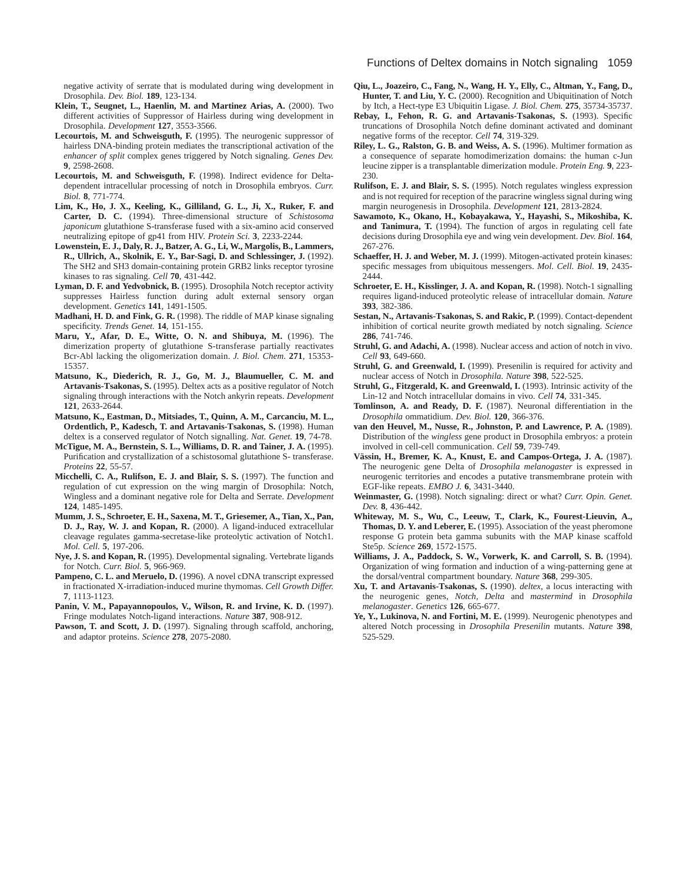negative activity of serrate that is modulated during wing development in Drosophila. *Dev. Biol.* **189**, 123-134.

**Klein, T., Seugnet, L., Haenlin, M. and Martinez Arias, A.** (2000). Two different activities of Suppressor of Hairless during wing development in Drosophila. *Development* **127**, 3553-3566.

**Lecourtois, M. and Schweisguth, F.** (1995). The neurogenic suppressor of hairless DNA-binding protein mediates the transcriptional activation of the *enhancer of split* complex genes triggered by Notch signaling. *Genes Dev.* **9**, 2598-2608.

**Lecourtois, M. and Schweisguth, F.** (1998). Indirect evidence for Delta-dependent intracellular processing of notch in Drosophila embryos. *Curr. Biol.* **8**, 771-774.

**Lim, K., Ho, J. X., Keeling, K., Gilliland, G. L., Ji, X., Ruker, F. and Carter, D. C.** (1994). Three-dimensional structure of *Schistosoma japonicum* glutathione S-transferase fused with a six-amino acid conserved neutralizing epitope of gp41 from HIV. *Protein Sci.* **3**, 2233-2244.

**Lowenstein, E. J., Daly, R. J., Batzer, A. G., Li, W., Margolis, B., Lammers, R., Ullrich, A., Skolnik, E. Y., Bar-Sagi, D. and Schlessinger, J.** (1992). The SH2 and SH3 domain-containing protein GRB2 links receptor tyrosine kinases to ras signaling. *Cell* **70**, 431-442.

**Lyman, D. F. and Yedvobnick, B.** (1995). Drosophila Notch receptor activity suppresses Hairless function during adult external sensory organ development. *Genetics* **141**, 1491-1505.

**Madhani, H. D. and Fink, G. R.** (1998). The riddle of MAP kinase signaling specificity. *Trends Genet.* **14**, 151-155.

**Maru, Y., Afar, D. E., Witte, O. N. and Shibuya, M.** (1996). The dimerization property of glutathione S-transferase partially reactivates Bcr-Abl lacking the oligomerization domain. *J. Biol. Chem.* **271**, 15353-15357.

**Matsuno, K., Diederich, R. J., Go, M. J., Blaumueller, C. M. and Artavanis-Tsakonas, S.** (1995). Deltex acts as a positive regulator of Notch signaling through interactions with the Notch ankyrin repeats. *Development* **121**, 2633-2644.

**Matsuno, K., Eastman, D., Mitsiades, T., Quinn, A. M., Carcanciu, M. L., Ordentlich, P., Kadesch, T. and Artavanis-Tsakonas, S.** (1998). Human deltex is a conserved regulator of Notch signalling. *Nat. Genet.* **19**, 74-78.

**McTigue, M. A., Bernstein, S. L., Williams, D. R. and Tainer, J. A.** (1995). Purification and crystallization of a schistosomal glutathione S- transferase. *Proteins* **22**, 55-57.

**Micchelli, C. A., Rulifson, E. J. and Blair, S. S.** (1997). The function and regulation of cut expression on the wing margin of Drosophila: Notch, Wingless and a dominant negative role for Delta and Serrate. *Development* **124**, 1485-1495.

**Mumm, J. S., Schroeter, E. H., Saxena, M. T., Griesemer, A., Tian, X., Pan, D. J., Ray, W. J. and Kopan, R.** (2000). A ligand-induced extracellular cleavage regulates gamma-secretase-like proteolytic activation of Notch1. *Mol. Cell.* **5**, 197-206.

**Nye, J. S. and Kopan, R.** (1995). Developmental signaling. Vertebrate ligands for Notch. *Curr. Biol.* **5**, 966-969.

**Pampeno, C. L. and Meruelo, D.** (1996). A novel cDNA transcript expressed in fractionated X-irradiation-induced murine thymomas. *Cell Growth Differ.* **7**, 1113-1123.

**Panin, V. M., Papayannopoulos, V., Wilson, R. and Irvine, K. D.** (1997). Fringe modulates Notch-ligand interactions. *Nature* **387**, 908-912.

**Pawson, T. and Scott, J. D.** (1997). Signaling through scaffold, anchoring, and adaptor proteins. *Science* **278**, 2075-2080.

**Qiu, L., Joazeiro, C., Fang, N., Wang, H. Y., Elly, C., Altman, Y., Fang, D., Hunter, T. and Liu, Y. C.** (2000). Recognition and Ubiquitination of Notch by Itch, a Hect-type E3 Ubiquitin Ligase. *J. Biol. Chem.* **275**, 35734-35737.

**Rebay, I., Fehon, R. G. and Artavanis-Tsakonas, S.** (1993). Specific truncations of Drosophila Notch define dominant activated and dominant negative forms of the receptor. *Cell* **74**, 319-329.

**Riley, L. G., Ralston, G. B. and Weiss, A. S.** (1996). Multimer formation as a consequence of separate homodimerization domains: the human c-Jun leucine zipper is a transplantable dimerization module. *Protein Eng.* **9**, 223-230.

**Rulifson, E. J. and Blair, S. S.** (1995). Notch regulates wingless expression and is not required for reception of the paracrine wingless signal during wing margin neurogenesis in Drosophila. *Development* **121**, 2813-2824.

**Sawamoto, K., Okano, H., Kobayakawa, Y., Hayashi, S., Mikoshiba, K. and Tanimura, T.** (1994). The function of argos in regulating cell fate decisions during Drosophila eye and wing vein development. *Dev. Biol.* **164**, 267-276.

**Schaeffer, H. J. and Weber, M. J.** (1999). Mitogen-activated protein kinases: specific messages from ubiquitous messengers. *Mol. Cell. Biol.* **19**, 2435-2444.

**Schroeter, E. H., Kisslinger, J. A. and Kopan, R.** (1998). Notch-1 signalling requires ligand-induced proteolytic release of intracellular domain. *Nature* **393**, 382-386.

**Sestan, N., Artavanis-Tsakonas, S. and Rakic, P.** (1999). Contact-dependent inhibition of cortical neurite growth mediated by notch signaling. *Science* **286**, 741-746.

**Struhl, G. and Adachi, A.** (1998). Nuclear access and action of notch in vivo. *Cell* **93**, 649-660.

**Struhl, G. and Greenwald, I.** (1999). Presenilin is required for activity and nuclear access of Notch in *Drosophila*. *Nature* **398**, 522-525.

**Struhl, G., Fitzgerald, K. and Greenwald, I.** (1993). Intrinsic activity of the Lin-12 and Notch intracellular domains in vivo. *Cell* **74**, 331-345.

**Tomlinson, A. and Ready, D. F.** (1987). Neuronal differentiation in the *Drosophila* ommatidium. *Dev. Biol.* **120**, 366-376.

**van den Heuvel, M., Nusse, R., Johnston, P. and Lawrence, P. A.** (1989). Distribution of the *wingless* gene product in Drosophila embryos: a protein involved in cell-cell communication. *Cell* **59**, 739-749.

**Vässin, H., Bremer, K. A., Knust, E. and Campos-Ortega, J. A.** (1987). The neurogenic gene Delta of *Drosophila melanogaster* is expressed in neurogenic territories and encodes a putative transmembrane protein with EGF-like repeats. *EMBO J.* **6**, 3431-3440.

**Weinmaster, G.** (1998). Notch signaling: direct or what? *Curr. Opin. Genet. Dev.* **8**, 436-442.

**Whiteway, M. S., Wu, C., Leeuw, T., Clark, K., Fourest-Lieuvin, A., Thomas, D. Y. and Leberer, E.** (1995). Association of the yeast pheromone response G protein beta gamma subunits with the MAP kinase scaffold Ste5p. *Science* **269**, 1572-1575.

**Williams, J. A., Paddock, S. W., Vorwerk, K. and Carroll, S. B.** (1994). Organization of wing formation and induction of a wing-patterning gene at the dorsal/ventral compartment boundary. *Nature* **368**, 299-305.

**Xu, T. and Artavanis-Tsakonas, S.** (1990). *deltex*, a locus interacting with the neurogenic genes, *Notch*, *Delta* and *mastermind* in *Drosophila melanogaster*. *Genetics* **126**, 665-677.

**Ye, Y., Lukinova, N. and Fortini, M. E.** (1999). Neurogenic phenotypes and altered Notch processing in *Drosophila Presenilin* mutants. *Nature* **398**, 525-529.